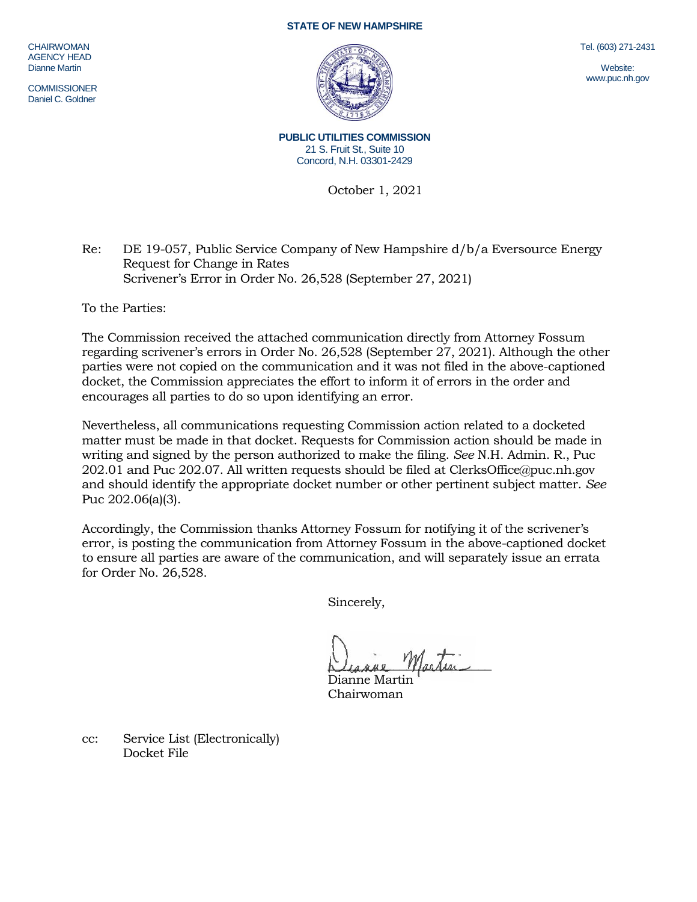CHAIRWOMAN
AGENCY HEAD
Dianne Martin

COMMISSIONER
Daniel C. Goldner

**STATE OF NEW HAMPSHIRE**

Tel. (603) 271-2431

Website:
www.puc.nh.gov

**PUBLIC UTILITIES COMMISSION**
21 S. Fruit St., Suite 10
Concord, N.H. 03301-2429

October 1, 2021

Re: DE 19-057, Public Service Company of New Hampshire d/b/a Eversource Energy Request for Change in Rates
Scrivener's Error in Order No. 26,528 (September 27, 2021)

To the Parties:

The Commission received the attached communication directly from Attorney Fossum regarding scrivener's errors in Order No. 26,528 (September 27, 2021). Although the other parties were not copied on the communication and it was not filed in the above-captioned docket, the Commission appreciates the effort to inform it of errors in the order and encourages all parties to do so upon identifying an error.

Nevertheless, all communications requesting Commission action related to a docketed matter must be made in that docket. Requests for Commission action should be made in writing and signed by the person authorized to make the filing. *See* N.H. Admin. R., Puc 202.01 and Puc 202.07. All written requests should be filed at ClerksOffice@puc.nh.gov and should identify the appropriate docket number or other pertinent subject matter. *See* Puc 202.06(a)(3).

Accordingly, the Commission thanks Attorney Fossum for notifying it of the scrivener's error, is posting the communication from Attorney Fossum in the above-captioned docket to ensure all parties are aware of the communication, and will separately issue an errata for Order No. 26,528.

Sincerely,

Dianne Martin
Chairwoman

cc: Service List (Electronically)
Docket File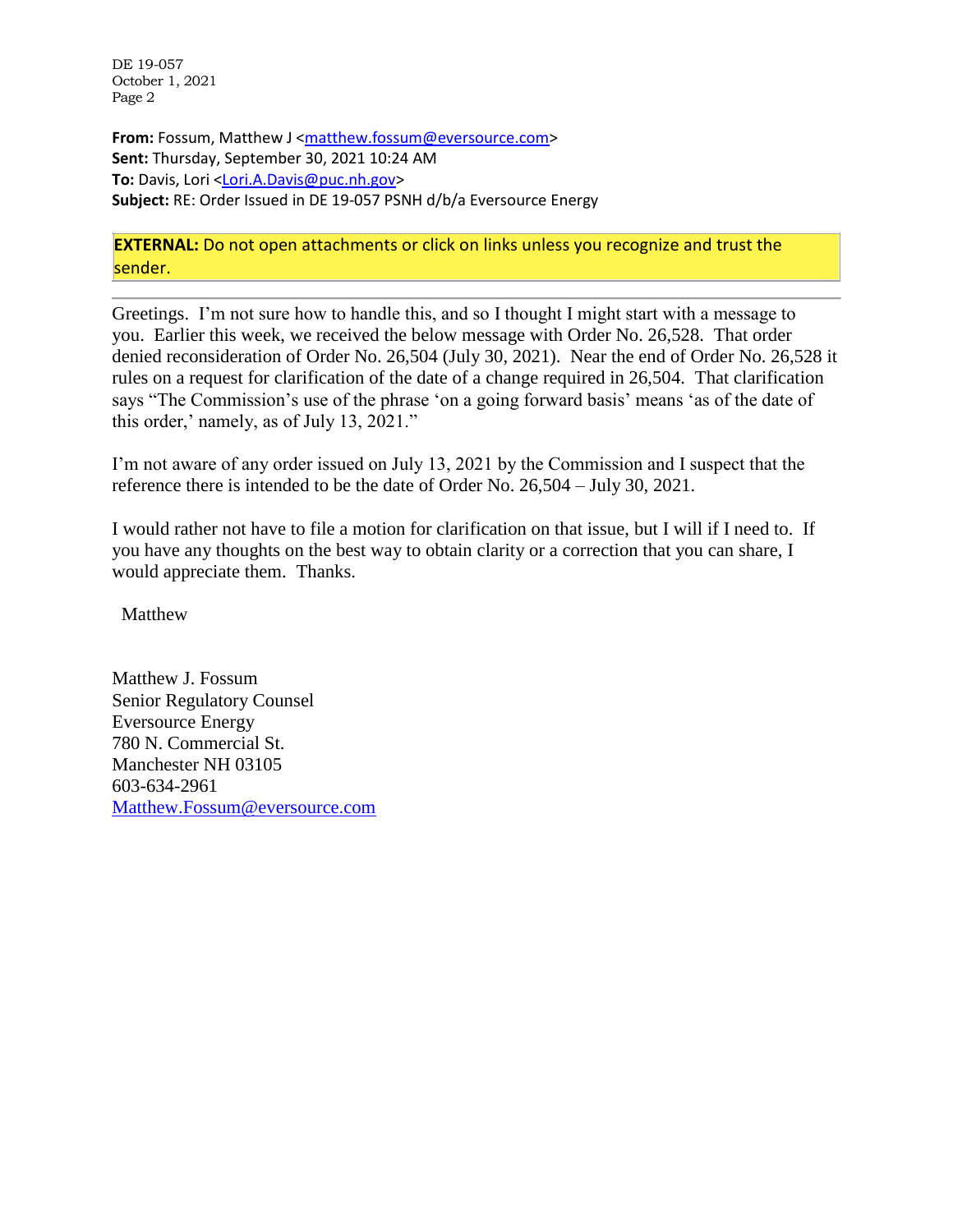**From:** Fossum, Matthew J <matthew.fossum@eversource.com>
**Sent:** Thursday, September 30, 2021 10:24 AM
**To:** Davis, Lori <Lori.A.Davis@puc.nh.gov>
**Subject:** RE: Order Issued in DE 19-057 PSNH d/b/a Eversource Energy

**EXTERNAL:** Do not open attachments or click on links unless you recognize and trust the sender.

---

Greetings. I'm not sure how to handle this, and so I thought I might start with a message to you. Earlier this week, we received the below message with Order No. 26,528. That order denied reconsideration of Order No. 26,504 (July 30, 2021). Near the end of Order No. 26,528 it rules on a request for clarification of the date of a change required in 26,504. That clarification says "The Commission's use of the phrase 'on a going forward basis' means 'as of the date of this order,' namely, as of July 13, 2021."

I'm not aware of any order issued on July 13, 2021 by the Commission and I suspect that the reference there is intended to be the date of Order No. 26,504 – July 30, 2021.

I would rather not have to file a motion for clarification on that issue, but I will if I need to. If you have any thoughts on the best way to obtain clarity or a correction that you can share, I would appreciate them. Thanks.

Matthew

Matthew J. Fossum
Senior Regulatory Counsel
Eversource Energy
780 N. Commercial St.
Manchester NH 03105
603-634-2961
Matthew.Fossum@eversource.com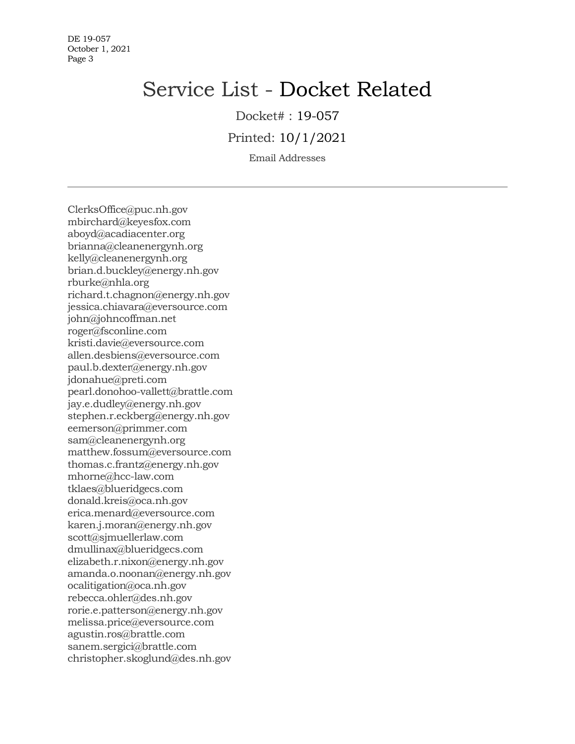# Service List - Docket Related

Docket# : 19-057

Printed: 10/1/2021

Email Addresses

---

ClerksOffice@puc.nh.gov
mbirchard@keyesfox.com
aboyd@acadiacenter.org
brianna@cleanenergynh.org
kelly@cleanenergynh.org
brian.d.buckley@energy.nh.gov
rburke@nhla.org
richard.t.chagnon@energy.nh.gov
jessica.chiavara@eversource.com
john@johncoffman.net
roger@fsconline.com
kristi.davie@eversource.com
allen.desbiens@eversource.com
paul.b.dexter@energy.nh.gov
jdonahue@preti.com
pearl.donohoo-vallett@brattle.com
jay.e.dudley@energy.nh.gov
stephen.r.eckberg@energy.nh.gov
eemerson@primmer.com
sam@cleanenergynh.org
matthew.fossum@eversource.com
thomas.c.frantz@energy.nh.gov
mhorne@hcc-law.com
tklaes@blueridgecs.com
donald.kreis@oca.nh.gov
erica.menard@eversource.com
karen.j.moran@energy.nh.gov
scott@sjmuellerlaw.com
dmullinax@blueridgecs.com
elizabeth.r.nixon@energy.nh.gov
amanda.o.noonan@energy.nh.gov
ocalitigation@oca.nh.gov
rebecca.ohler@des.nh.gov
rorie.e.patterson@energy.nh.gov
melissa.price@eversource.com
agustin.ros@brattle.com
sanem.sergici@brattle.com
christopher.skoglund@des.nh.gov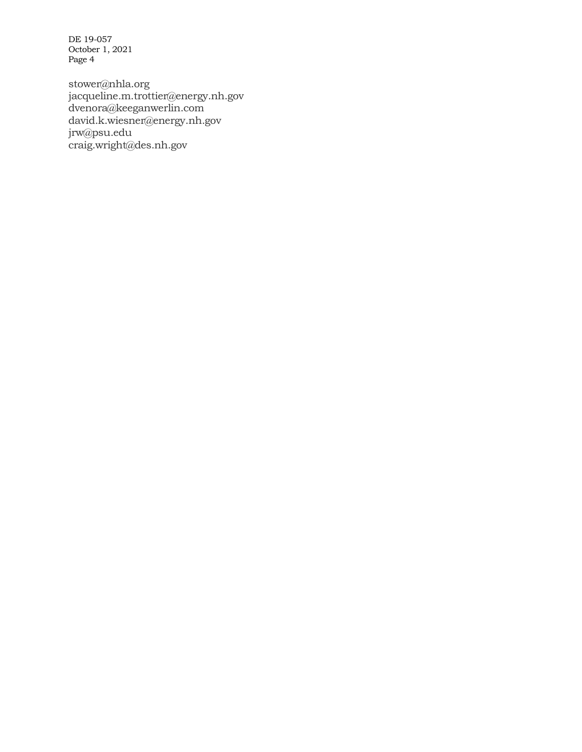stower@nhla.org
jacqueline.m.trottier@energy.nh.gov
dvenora@keeganwerlin.com
david.k.wiesner@energy.nh.gov
jrw@psu.edu
craig.wright@des.nh.gov